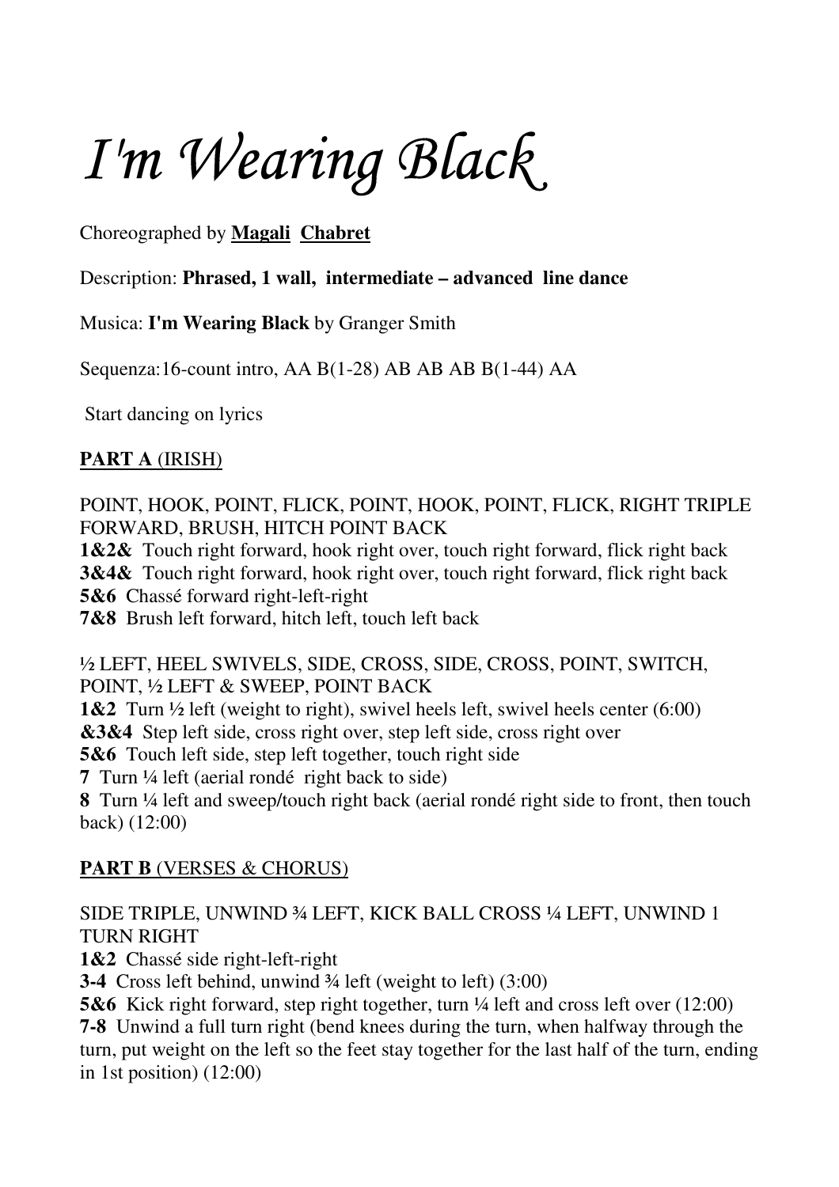# *I'm Wearing Black*

Choreographed by **Magali Chabret**

Description: **Phrased, 1 wall, intermediate – advanced line dance**

Musica: **I'm Wearing Black** by Granger Smith

Sequenza:16-count intro, AA B(1-28) AB AB AB B(1-44) AA

Start dancing on lyrics

## **PART A** (IRISH)

POINT, HOOK, POINT, FLICK, POINT, HOOK, POINT, FLICK, RIGHT TRIPLE FORWARD, BRUSH, HITCH POINT BACK

**1&2&** Touch right forward, hook right over, touch right forward, flick right back
**3&4&** Touch right forward, hook right over, touch right forward, flick right back
**5&6** Chassé forward right-left-right
**7&8** Brush left forward, hitch left, touch left back

½ LEFT, HEEL SWIVELS, SIDE, CROSS, SIDE, CROSS, POINT, SWITCH, POINT, ½ LEFT & SWEEP, POINT BACK

**1&2** Turn ½ left (weight to right), swivel heels left, swivel heels center (6:00)
**&3&4** Step left side, cross right over, step left side, cross right over
**5&6** Touch left side, step left together, touch right side
**7** Turn ¼ left (aerial rondé right back to side)
**8** Turn ¼ left and sweep/touch right back (aerial rondé right side to front, then touch back) (12:00)

## **PART B** (VERSES & CHORUS)

SIDE TRIPLE, UNWIND ¾ LEFT, KICK BALL CROSS ¼ LEFT, UNWIND 1 TURN RIGHT

**1&2** Chassé side right-left-right
**3-4** Cross left behind, unwind ¾ left (weight to left) (3:00)
**5&6** Kick right forward, step right together, turn ¼ left and cross left over (12:00)
**7-8** Unwind a full turn right (bend knees during the turn, when halfway through the turn, put weight on the left so the feet stay together for the last half of the turn, ending in 1st position) (12:00)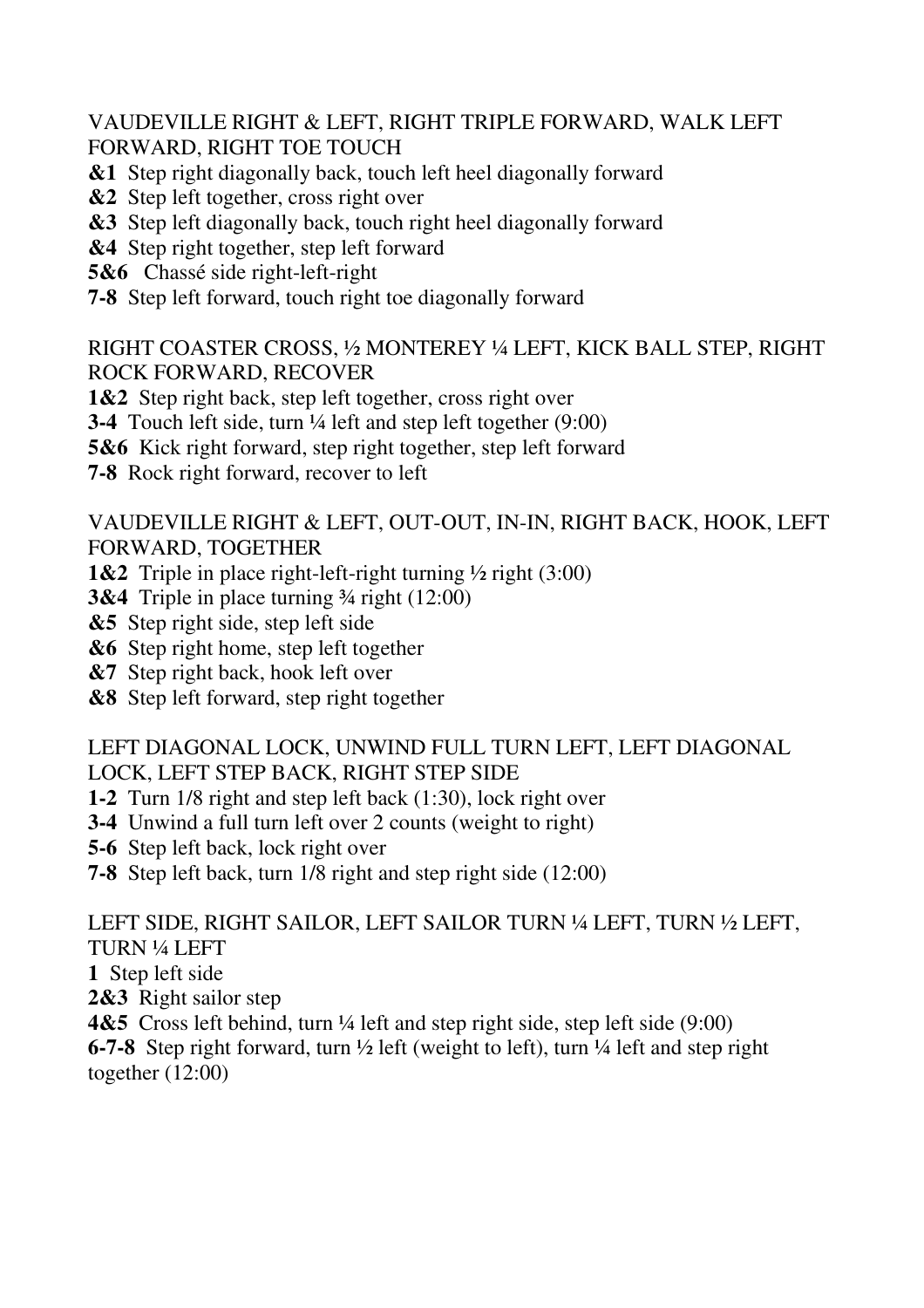VAUDEVILLE RIGHT & LEFT, RIGHT TRIPLE FORWARD, WALK LEFT FORWARD, RIGHT TOE TOUCH

**&1** Step right diagonally back, touch left heel diagonally forward
**&2** Step left together, cross right over
**&3** Step left diagonally back, touch right heel diagonally forward
**&4** Step right together, step left forward
**5&6** Chassé side right-left-right
**7-8** Step left forward, touch right toe diagonally forward

RIGHT COASTER CROSS, ½ MONTEREY ¼ LEFT, KICK BALL STEP, RIGHT ROCK FORWARD, RECOVER

**1&2** Step right back, step left together, cross right over
**3-4** Touch left side, turn ¼ left and step left together (9:00)
**5&6** Kick right forward, step right together, step left forward
**7-8** Rock right forward, recover to left

VAUDEVILLE RIGHT & LEFT, OUT-OUT, IN-IN, RIGHT BACK, HOOK, LEFT FORWARD, TOGETHER

**1&2** Triple in place right-left-right turning ½ right (3:00)
**3&4** Triple in place turning ¾ right (12:00)
**&5** Step right side, step left side
**&6** Step right home, step left together
**&7** Step right back, hook left over
**&8** Step left forward, step right together

LEFT DIAGONAL LOCK, UNWIND FULL TURN LEFT, LEFT DIAGONAL LOCK, LEFT STEP BACK, RIGHT STEP SIDE

**1-2** Turn 1/8 right and step left back (1:30), lock right over
**3-4** Unwind a full turn left over 2 counts (weight to right)
**5-6** Step left back, lock right over
**7-8** Step left back, turn 1/8 right and step right side (12:00)

LEFT SIDE, RIGHT SAILOR, LEFT SAILOR TURN ¼ LEFT, TURN ½ LEFT, TURN ¼ LEFT

**1** Step left side
**2&3** Right sailor step
**4&5** Cross left behind, turn ¼ left and step right side, step left side (9:00)
**6-7-8** Step right forward, turn ½ left (weight to left), turn ¼ left and step right together (12:00)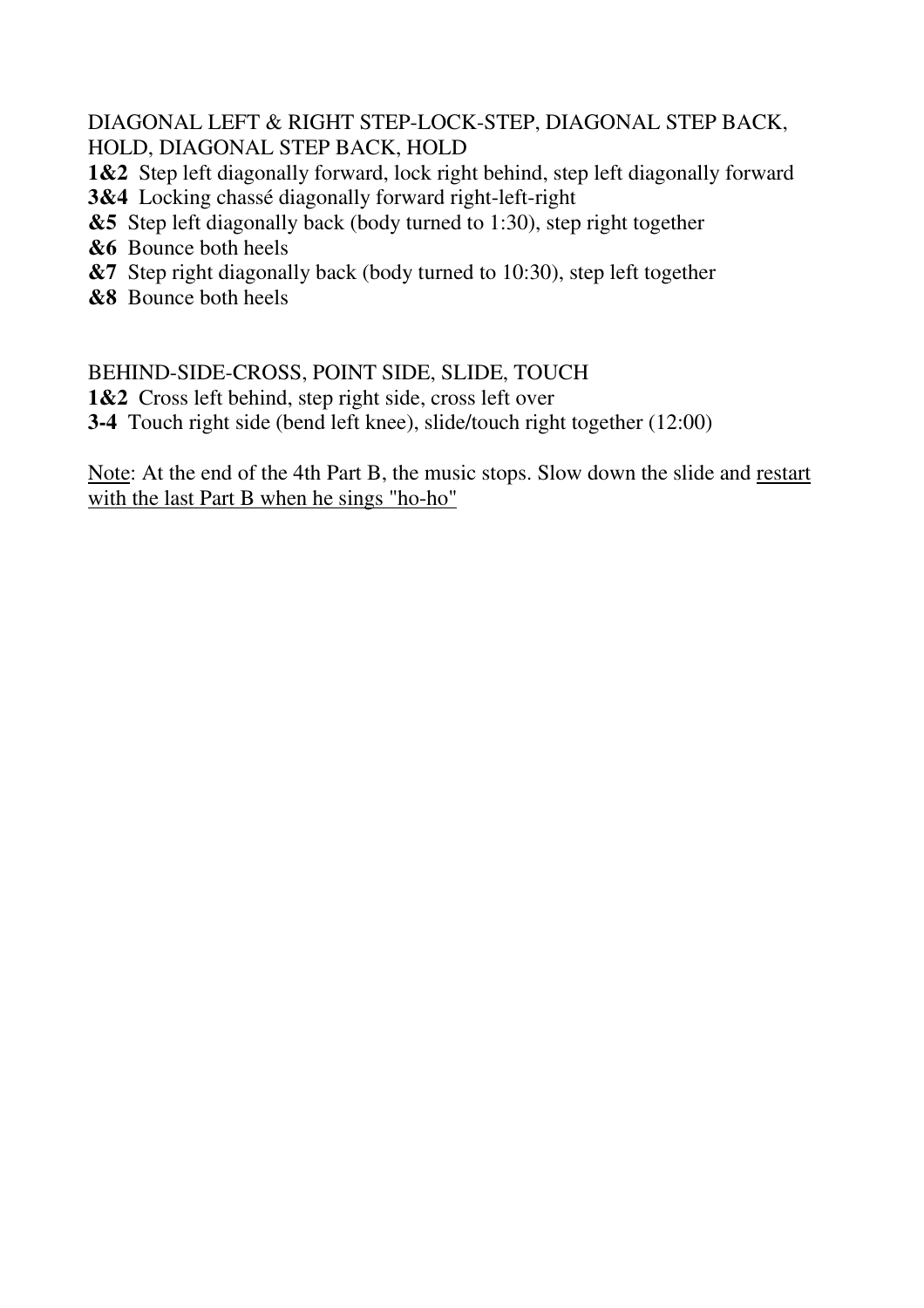DIAGONAL LEFT & RIGHT STEP-LOCK-STEP, DIAGONAL STEP BACK, HOLD, DIAGONAL STEP BACK, HOLD

**1&2** Step left diagonally forward, lock right behind, step left diagonally forward
**3&4** Locking chassé diagonally forward right-left-right
**&5** Step left diagonally back (body turned to 1:30), step right together
**&6** Bounce both heels
**&7** Step right diagonally back (body turned to 10:30), step left together
**&8** Bounce both heels

BEHIND-SIDE-CROSS, POINT SIDE, SLIDE, TOUCH

**1&2** Cross left behind, step right side, cross left over
**3-4** Touch right side (bend left knee), slide/touch right together (12:00)

<u>Note</u>: At the end of the 4th Part B, the music stops. Slow down the slide and <u>restart with the last Part B when he sings "ho-ho"</u>